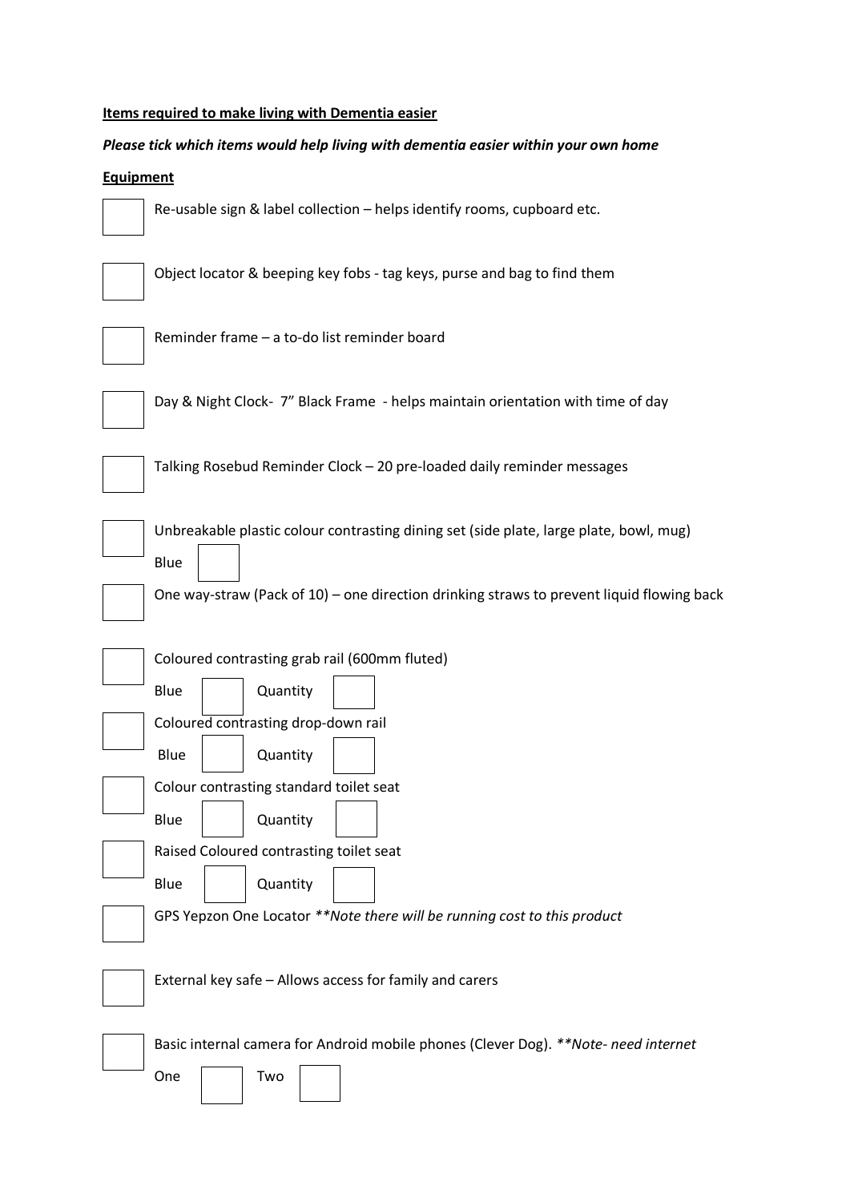**Items required to make living with Dementia easier**

***Please tick which items would help living with dementia easier within your own home***

**Equipment**

- [ ] Re-usable sign & label collection – helps identify rooms, cupboard etc.

- [ ] Object locator & beeping key fobs - tag keys, purse and bag to find them

- [ ] Reminder frame – a to-do list reminder board

- [ ] Day & Night Clock- 7" Black Frame - helps maintain orientation with time of day

- [ ] Talking Rosebud Reminder Clock – 20 pre-loaded daily reminder messages

- [ ] Unbreakable plastic colour contrasting dining set (side plate, large plate, bowl, mug)
  Blue [ ]

- [ ] One way-straw (Pack of 10) – one direction drinking straws to prevent liquid flowing back

- [ ] Coloured contrasting grab rail (600mm fluted)
  Blue [ ] Quantity [ ]

- [ ] Coloured contrasting drop-down rail
  Blue [ ] Quantity [ ]

- [ ] Colour contrasting standard toilet seat
  Blue [ ] Quantity [ ]

- [ ] Raised Coloured contrasting toilet seat
  Blue [ ] Quantity [ ]

- [ ] GPS Yepzon One Locator ***Note there will be running cost to this product*

- [ ] External key safe – Allows access for family and carers

- [ ] Basic internal camera for Android mobile phones (Clever Dog). ***Note- need internet*
  One [ ] Two [ ]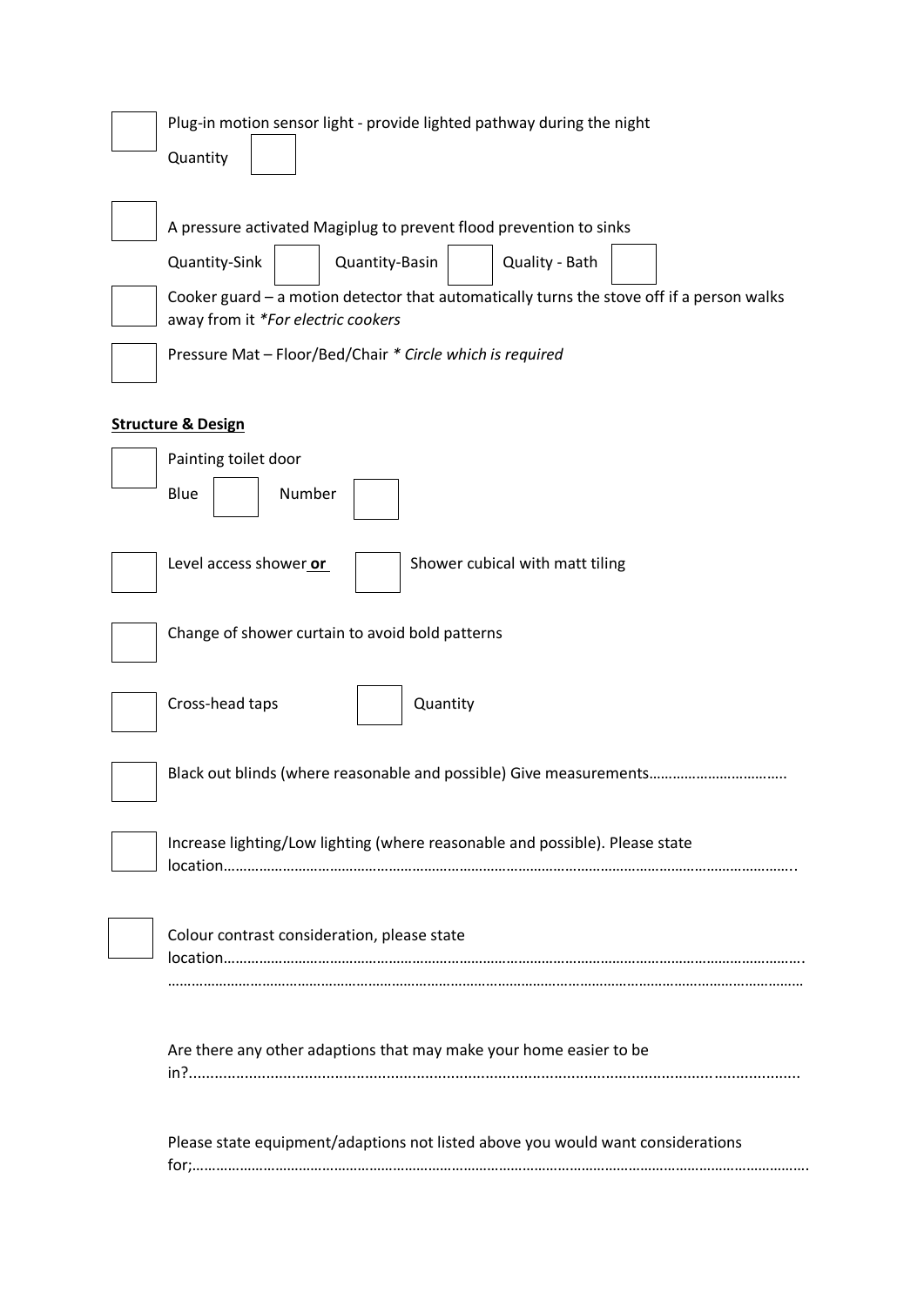☐ Plug-in motion sensor light - provide lighted pathway during the night

Quantity ☐

☐ A pressure activated Magiplug to prevent flood prevention to sinks

Quantity-Sink ☐ Quantity-Basin ☐ Quality - Bath ☐

☐ Cooker guard – a motion detector that automatically turns the stove off if a person walks away from it *\*For electric cookers*

☐ Pressure Mat – Floor/Bed/Chair *\* Circle which is required*

**Structure & Design**

☐ Painting toilet door

Blue ☐ Number ☐

☐ Level access shower **or** ☐ Shower cubical with matt tiling

☐ Change of shower curtain to avoid bold patterns

☐ Cross-head taps ☐ Quantity

☐ Black out blinds (where reasonable and possible) Give measurements……………………………..

☐ Increase lighting/Low lighting (where reasonable and possible). Please state location……………………………………………………………………………………………………………………………..

☐ Colour contrast consideration, please state location…………………………………………………………………………………………………………………………….
……………………………………………………………………………………………………………………………………………

Are there any other adaptions that may make your home easier to be in?..........................................................................................................................................

Please state equipment/adaptions not listed above you would want considerations for;……………………………………………………………………………………………………………………………….